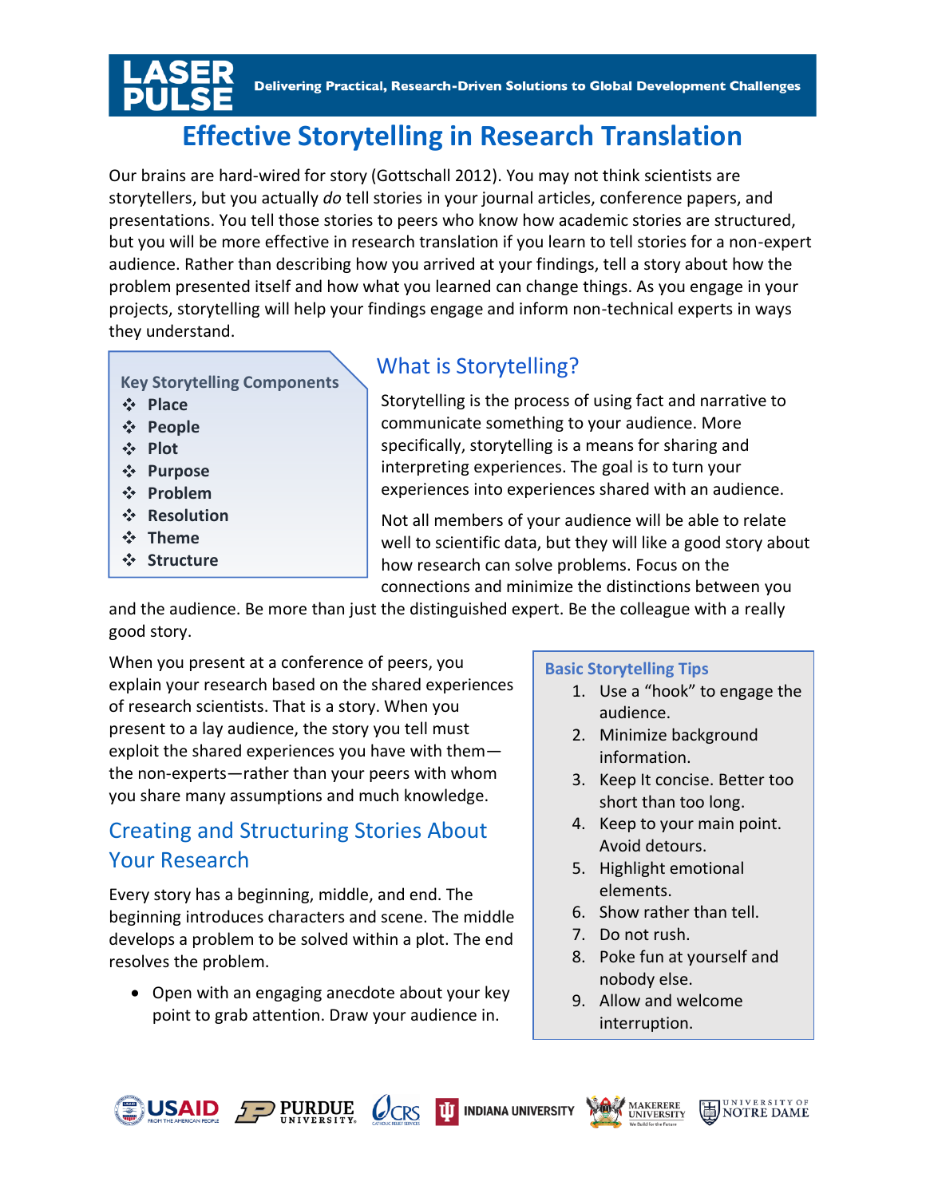LASER PULSE — Delivering Practical, Research-Driven Solutions to Global Development Challenges

# Effective Storytelling in Research Translation

Our brains are hard-wired for story (Gottschall 2012). You may not think scientists are storytellers, but you actually *do* tell stories in your journal articles, conference papers, and presentations. You tell those stories to peers who know how academic stories are structured, but you will be more effective in research translation if you learn to tell stories for a non-expert audience. Rather than describing how you arrived at your findings, tell a story about how the problem presented itself and how what you learned can change things. As you engage in your projects, storytelling will help your findings engage and inform non-technical experts in ways they understand.

**Key Storytelling Components**

- **Place**
- **People**
- **Plot**
- **Purpose**
- **Problem**
- **Resolution**
- **Theme**
- **Structure**

## What is Storytelling?

Storytelling is the process of using fact and narrative to communicate something to your audience. More specifically, storytelling is a means for sharing and interpreting experiences. The goal is to turn your experiences into experiences shared with an audience.

Not all members of your audience will be able to relate well to scientific data, but they will like a good story about how research can solve problems. Focus on the connections and minimize the distinctions between you and the audience. Be more than just the distinguished expert. Be the colleague with a really good story.

When you present at a conference of peers, you explain your research based on the shared experiences of research scientists. That is a story. When you present to a lay audience, the story you tell must exploit the shared experiences you have with them—the non-experts—rather than your peers with whom you share many assumptions and much knowledge.

**Basic Storytelling Tips**

1. Use a "hook" to engage the audience.
2. Minimize background information.
3. Keep It concise. Better too short than too long.
4. Keep to your main point. Avoid detours.
5. Highlight emotional elements.
6. Show rather than tell.
7. Do not rush.
8. Poke fun at yourself and nobody else.
9. Allow and welcome interruption.

## Creating and Structuring Stories About Your Research

Every story has a beginning, middle, and end. The beginning introduces characters and scene. The middle develops a problem to be solved within a plot. The end resolves the problem.

- Open with an engaging anecdote about your key point to grab attention. Draw your audience in.

USAID | PURDUE UNIVERSITY | CRS | INDIANA UNIVERSITY | MAKERERE UNIVERSITY | UNIVERSITY OF NOTRE DAME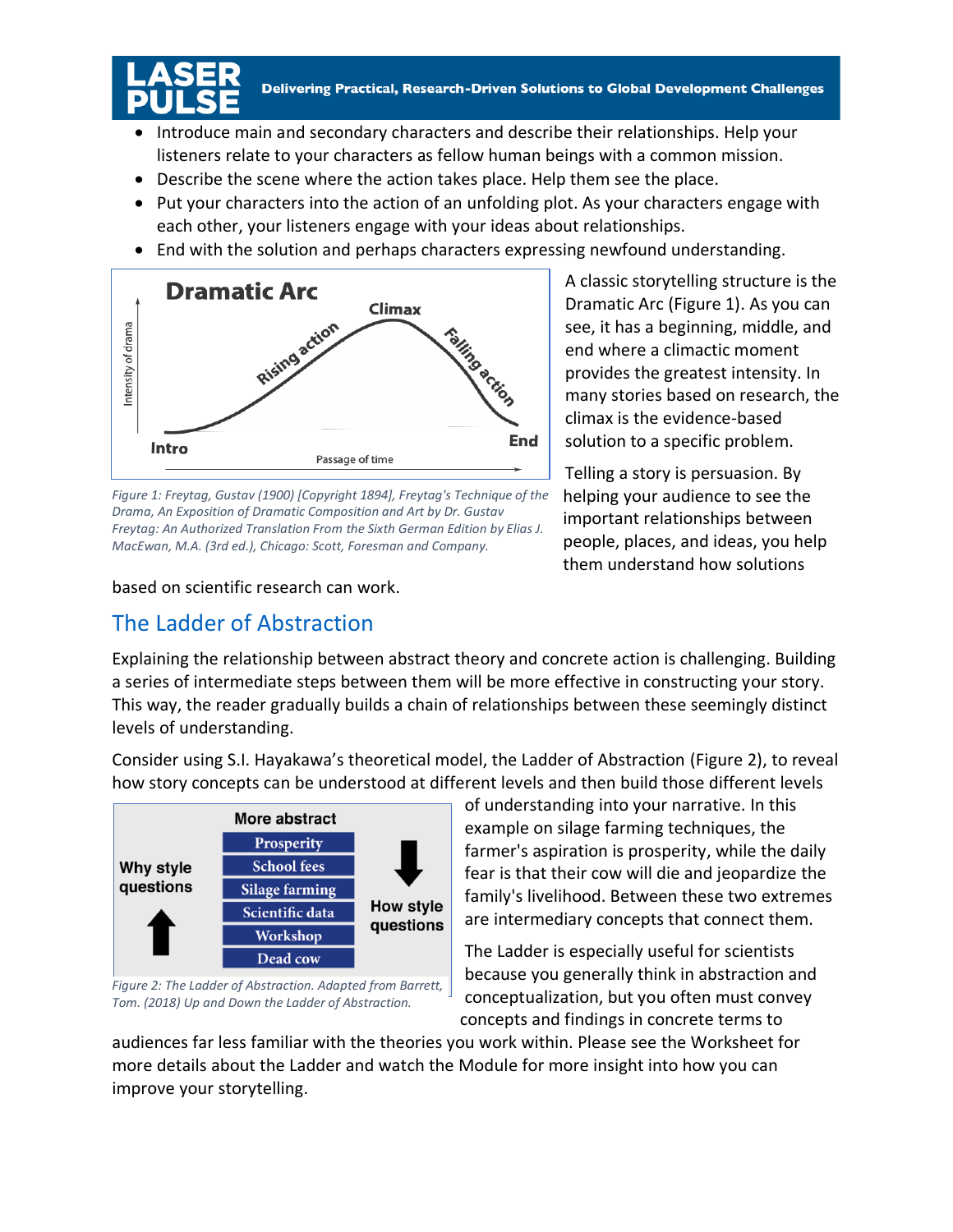- Introduce main and secondary characters and describe their relationships. Help your listeners relate to your characters as fellow human beings with a common mission.
- Describe the scene where the action takes place. Help them see the place.
- Put your characters into the action of an unfolding plot. As your characters engage with each other, your listeners engage with your ideas about relationships.
- End with the solution and perhaps characters expressing newfound understanding.

*Figure 1: Freytag, Gustav (1900) [Copyright 1894], Freytag's Technique of the Drama, An Exposition of Dramatic Composition and Art by Dr. Gustav Freytag: An Authorized Translation From the Sixth German Edition by Elias J. MacEwan, M.A. (3rd ed.), Chicago: Scott, Foresman and Company.*

A classic storytelling structure is the Dramatic Arc (Figure 1). As you can see, it has a beginning, middle, and end where a climactic moment provides the greatest intensity. In many stories based on research, the climax is the evidence-based solution to a specific problem.

Telling a story is persuasion. By helping your audience to see the important relationships between people, places, and ideas, you help them understand how solutions based on scientific research can work.

## The Ladder of Abstraction

Explaining the relationship between abstract theory and concrete action is challenging. Building a series of intermediate steps between them will be more effective in constructing your story. This way, the reader gradually builds a chain of relationships between these seemingly distinct levels of understanding.

Consider using S.I. Hayakawa's theoretical model, the Ladder of Abstraction (Figure 2), to reveal how story concepts can be understood at different levels and then build those different levels of understanding into your narrative. In this example on silage farming techniques, the farmer's aspiration is prosperity, while the daily fear is that their cow will die and jeopardize the family's livelihood. Between these two extremes are intermediary concepts that connect them.

*Figure 2: The Ladder of Abstraction. Adapted from Barrett, Tom. (2018) Up and Down the Ladder of Abstraction.*

The Ladder is especially useful for scientists because you generally think in abstraction and conceptualization, but you often must convey concepts and findings in concrete terms to audiences far less familiar with the theories you work within. Please see the Worksheet for more details about the Ladder and watch the Module for more insight into how you can improve your storytelling.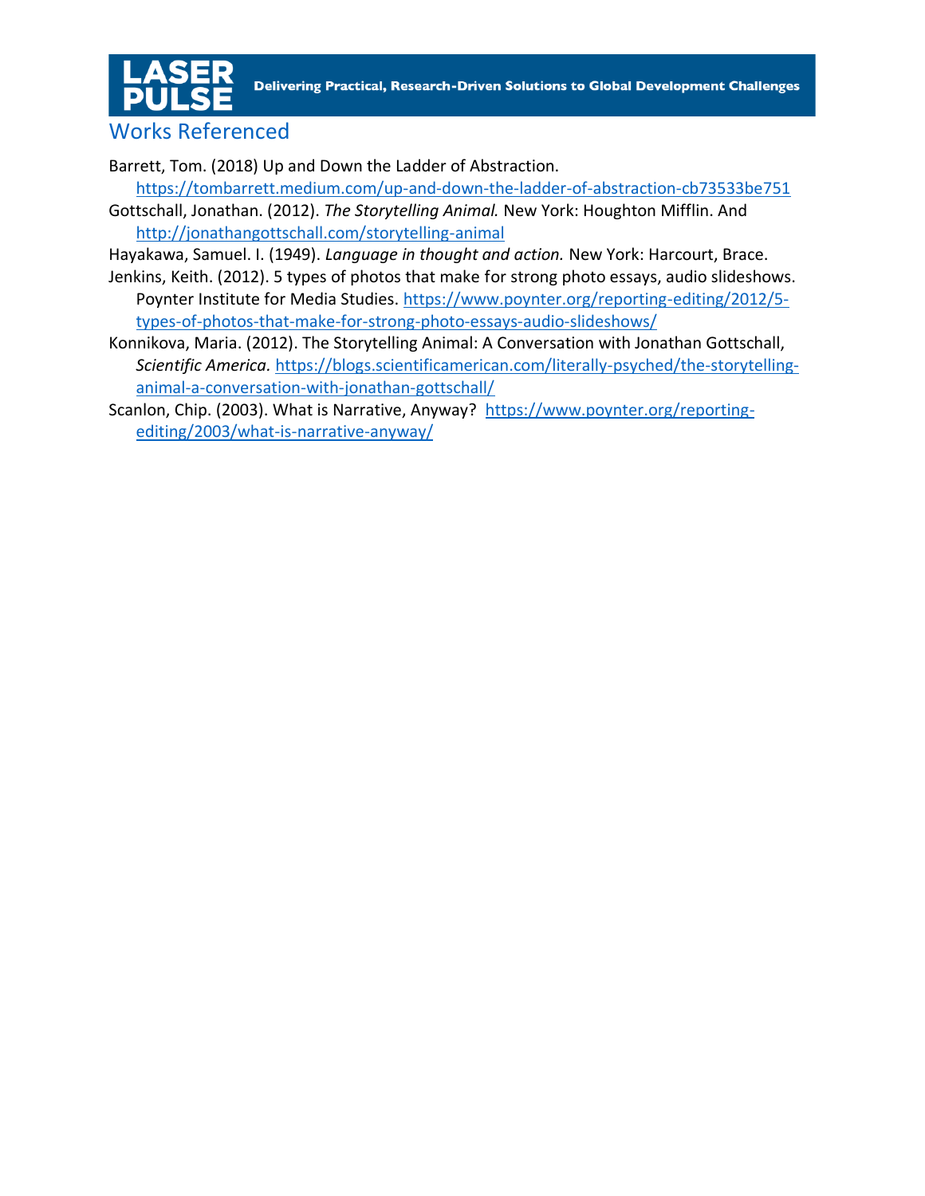## Works Referenced

Barrett, Tom. (2018) Up and Down the Ladder of Abstraction. https://tombarrett.medium.com/up-and-down-the-ladder-of-abstraction-cb73533be751

Gottschall, Jonathan. (2012). *The Storytelling Animal.* New York: Houghton Mifflin. And http://jonathangottschall.com/storytelling-animal

Hayakawa, Samuel. I. (1949). *Language in thought and action.* New York: Harcourt, Brace.

Jenkins, Keith. (2012). 5 types of photos that make for strong photo essays, audio slideshows. Poynter Institute for Media Studies. https://www.poynter.org/reporting-editing/2012/5-types-of-photos-that-make-for-strong-photo-essays-audio-slideshows/

Konnikova, Maria. (2012). The Storytelling Animal: A Conversation with Jonathan Gottschall, *Scientific America.* https://blogs.scientificamerican.com/literally-psyched/the-storytelling-animal-a-conversation-with-jonathan-gottschall/

Scanlon, Chip. (2003). What is Narrative, Anyway? https://www.poynter.org/reporting-editing/2003/what-is-narrative-anyway/